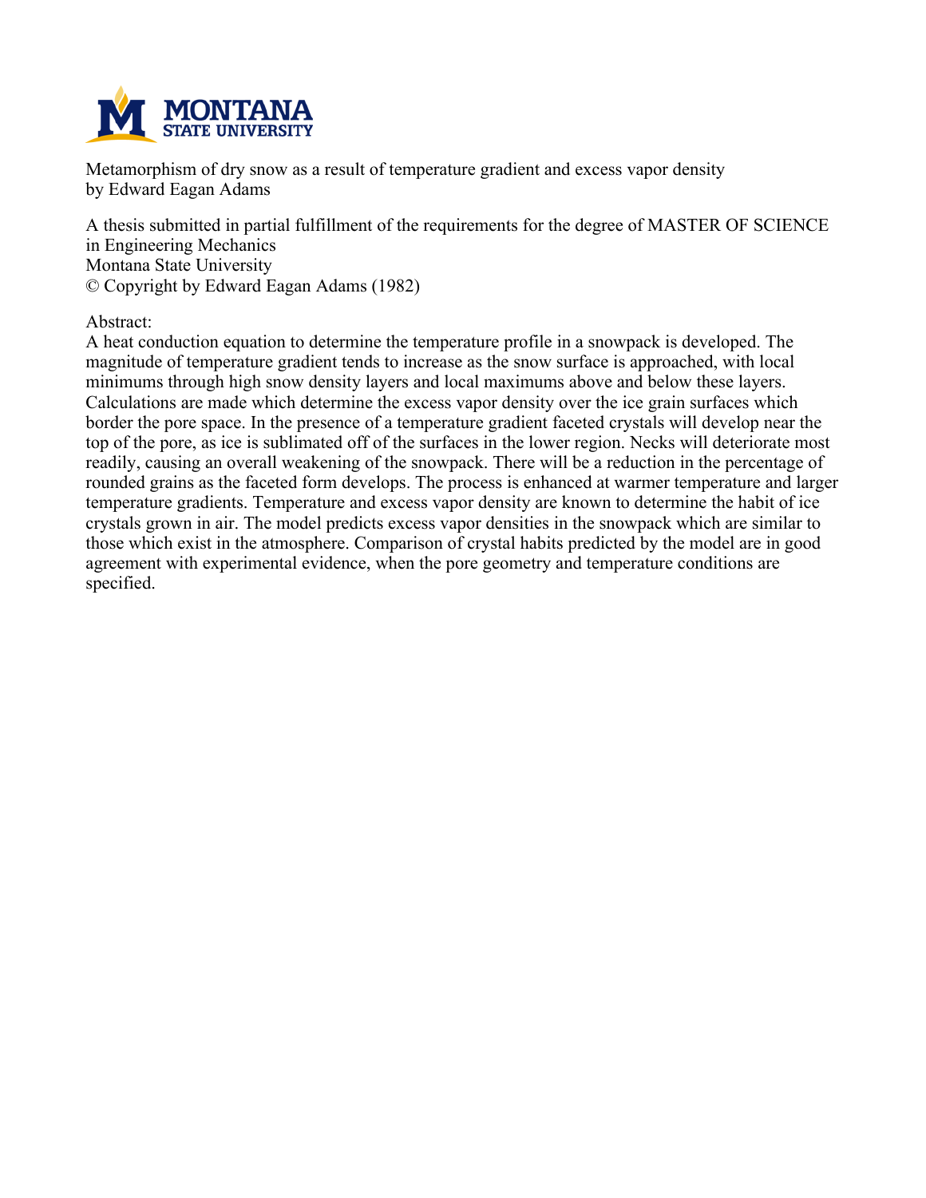Metamorphism of dry snow as a result of temperature gradient and excess vapor density
by Edward Eagan Adams

A thesis submitted in partial fulfillment of the requirements for the degree of MASTER OF SCIENCE in Engineering Mechanics
Montana State University
© Copyright by Edward Eagan Adams (1982)

Abstract:
A heat conduction equation to determine the temperature profile in a snowpack is developed. The magnitude of temperature gradient tends to increase as the snow surface is approached, with local minimums through high snow density layers and local maximums above and below these layers. Calculations are made which determine the excess vapor density over the ice grain surfaces which border the pore space. In the presence of a temperature gradient faceted crystals will develop near the top of the pore, as ice is sublimated off of the surfaces in the lower region. Necks will deteriorate most readily, causing an overall weakening of the snowpack. There will be a reduction in the percentage of rounded grains as the faceted form develops. The process is enhanced at warmer temperature and larger temperature gradients. Temperature and excess vapor density are known to determine the habit of ice crystals grown in air. The model predicts excess vapor densities in the snowpack which are similar to those which exist in the atmosphere. Comparison of crystal habits predicted by the model are in good agreement with experimental evidence, when the pore geometry and temperature conditions are specified.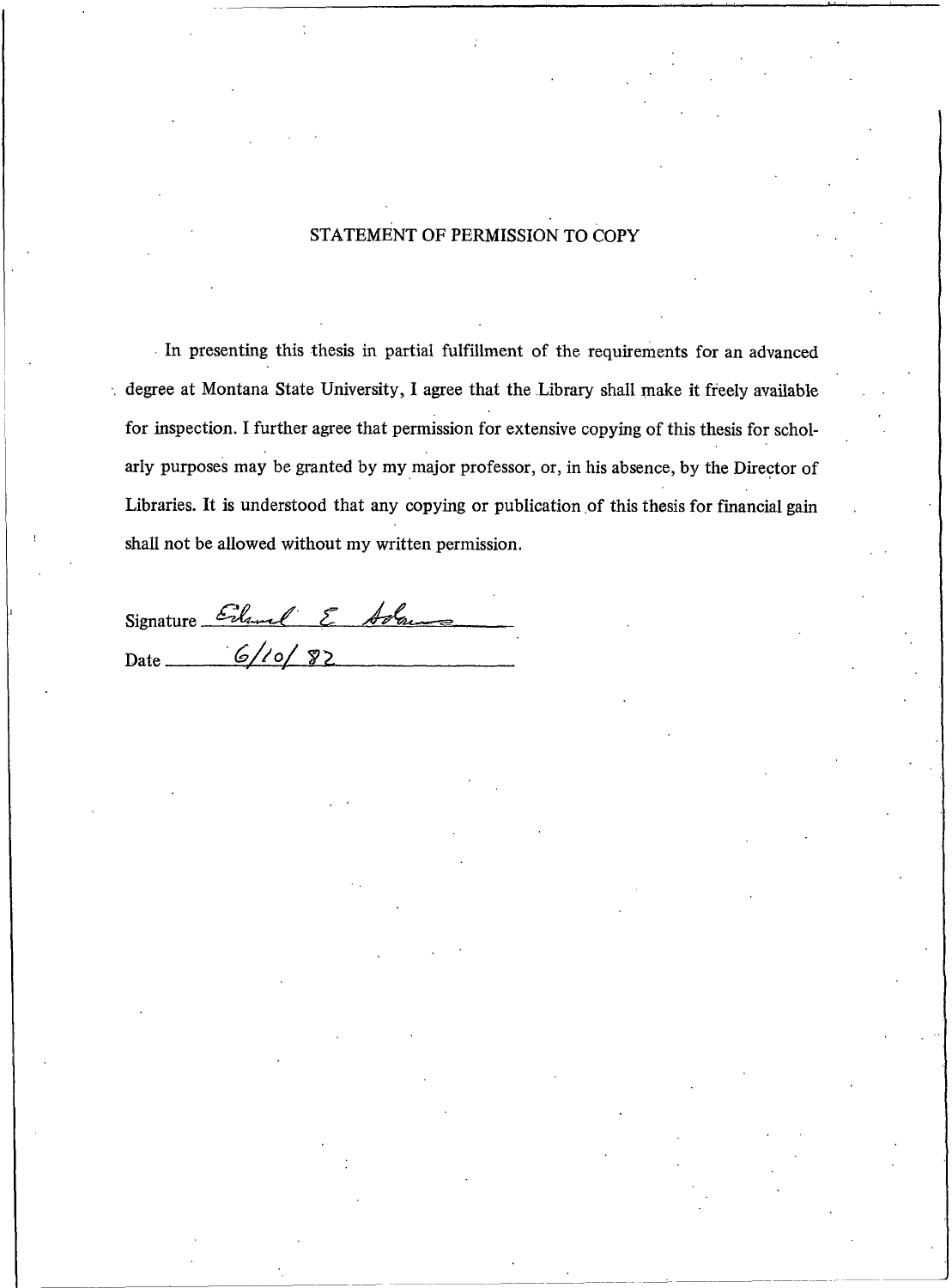## STATEMENT OF PERMISSION TO COPY

In presenting this thesis in partial fulfillment of the requirements for an advanced degree at Montana State University, I agree that the Library shall make it freely available for inspection. I further agree that permission for extensive copying of this thesis for scholarly purposes may be granted by my major professor, or, in his absence, by the Director of Libraries. It is understood that any copying or publication of this thesis for financial gain shall not be allowed without my written permission.

Signature Edward E. Adams

Date 6/10/82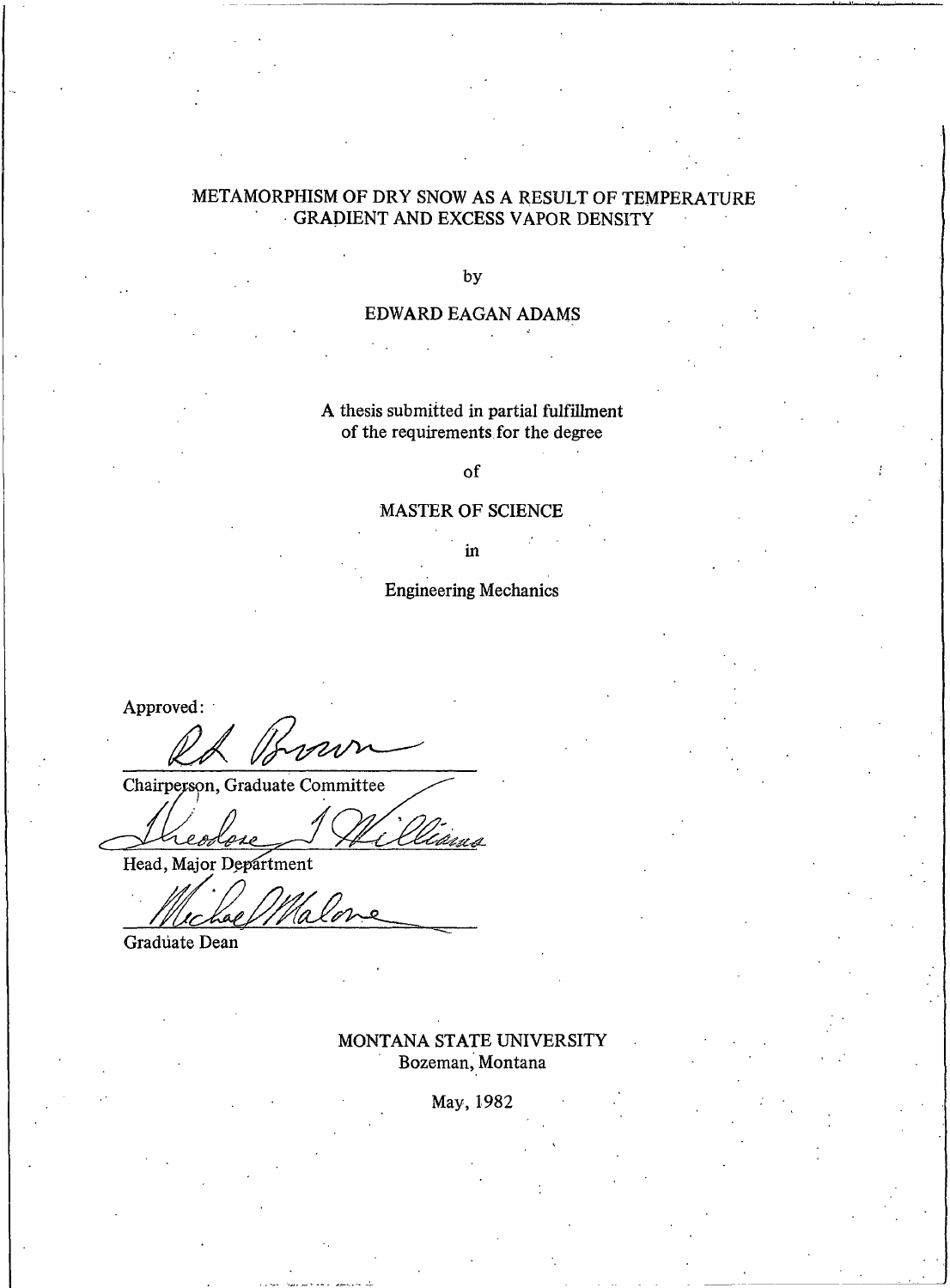# METAMORPHISM OF DRY SNOW AS A RESULT OF TEMPERATURE GRADIENT AND EXCESS VAPOR DENSITY

by

EDWARD EAGAN ADAMS

A thesis submitted in partial fulfillment
of the requirements for the degree

of

MASTER OF SCIENCE

in

Engineering Mechanics

Approved:

R.L. Brown

Chairperson, Graduate Committee

Theodore J. Williams

Head, Major Department

Michael Malone

Graduate Dean

MONTANA STATE UNIVERSITY
Bozeman, Montana

May, 1982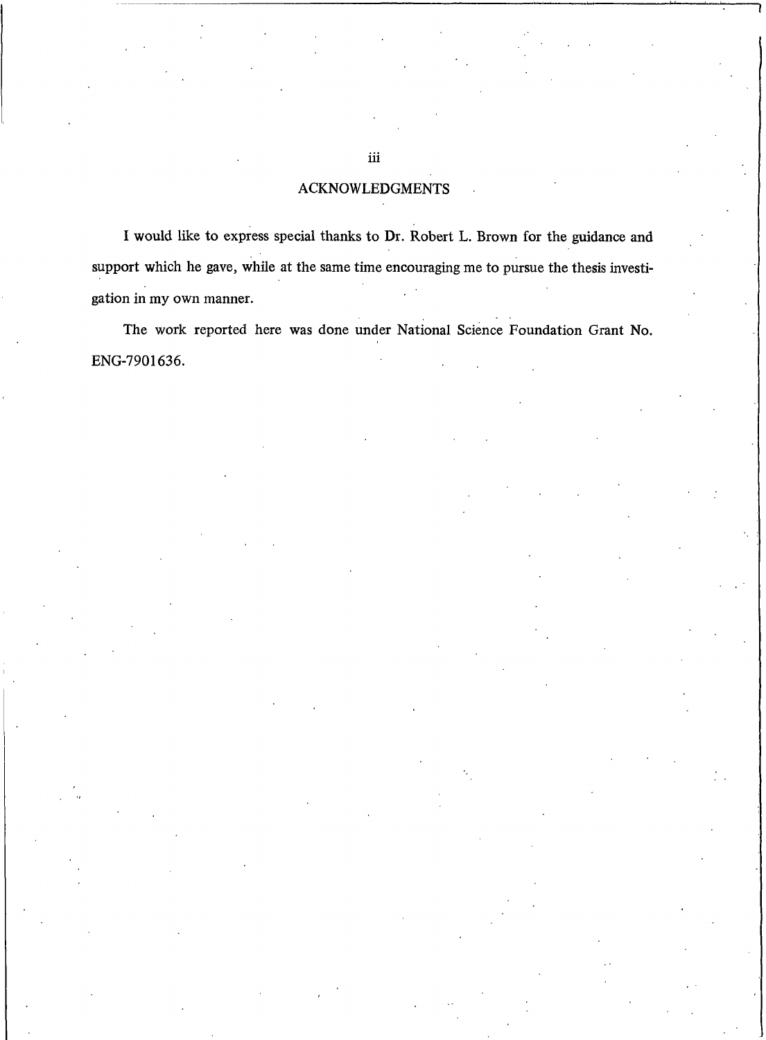## ACKNOWLEDGMENTS

I would like to express special thanks to Dr. Robert L. Brown for the guidance and support which he gave, while at the same time encouraging me to pursue the thesis investigation in my own manner.

The work reported here was done under National Science Foundation Grant No. ENG-7901636.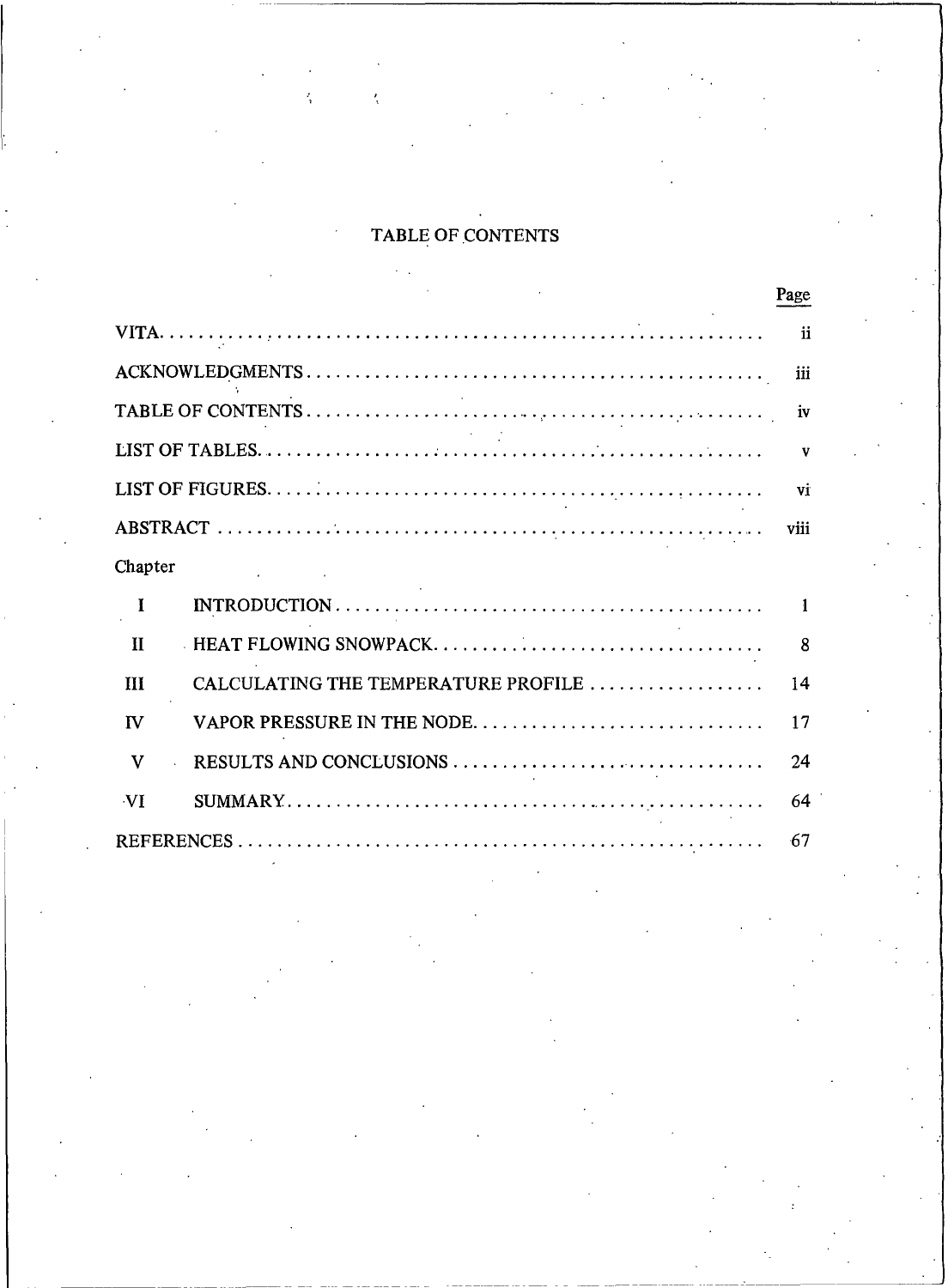# TABLE OF CONTENTS

| | | Page |
|---|---|---|
| VITA | | ii |
| ACKNOWLEDGMENTS | | iii |
| TABLE OF CONTENTS | | iv |
| LIST OF TABLES | | v |
| LIST OF FIGURES | | vi |
| ABSTRACT | | viii |
| Chapter | | |
| I | INTRODUCTION | 1 |
| II | HEAT FLOWING SNOWPACK | 8 |
| III | CALCULATING THE TEMPERATURE PROFILE | 14 |
| IV | VAPOR PRESSURE IN THE NODE | 17 |
| V | RESULTS AND CONCLUSIONS | 24 |
| VI | SUMMARY | 64 |
| REFERENCES | | 67 |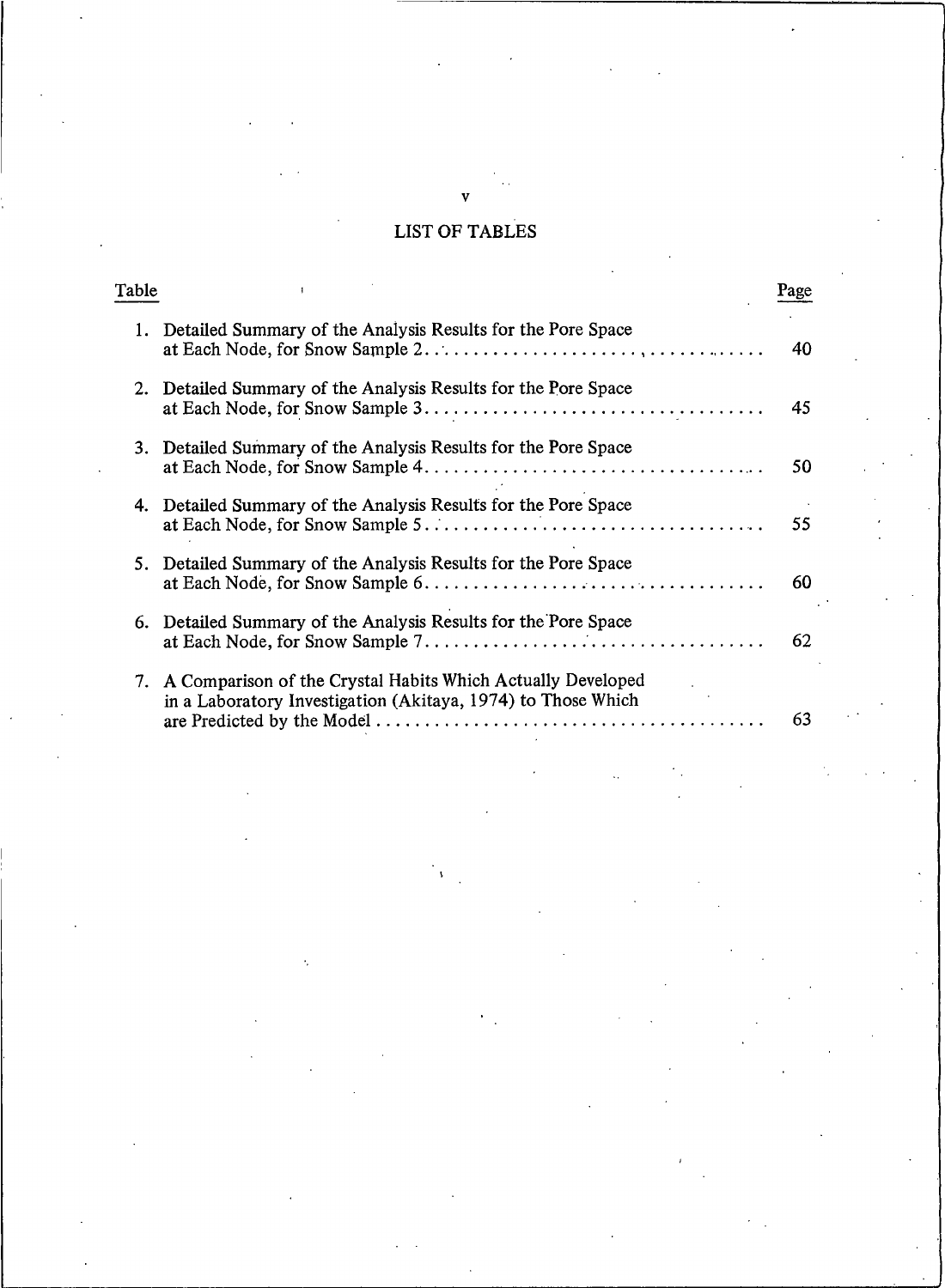## LIST OF TABLES

| Table | | Page |
|---|---|---|
| 1. | Detailed Summary of the Analysis Results for the Pore Space at Each Node, for Snow Sample 2 | 40 |
| 2. | Detailed Summary of the Analysis Results for the Pore Space at Each Node, for Snow Sample 3 | 45 |
| 3. | Detailed Summary of the Analysis Results for the Pore Space at Each Node, for Snow Sample 4 | 50 |
| 4. | Detailed Summary of the Analysis Results for the Pore Space at Each Node, for Snow Sample 5 | 55 |
| 5. | Detailed Summary of the Analysis Results for the Pore Space at Each Node, for Snow Sample 6 | 60 |
| 6. | Detailed Summary of the Analysis Results for the Pore Space at Each Node, for Snow Sample 7 | 62 |
| 7. | A Comparison of the Crystal Habits Which Actually Developed in a Laboratory Investigation (Akitaya, 1974) to Those Which are Predicted by the Model | 63 |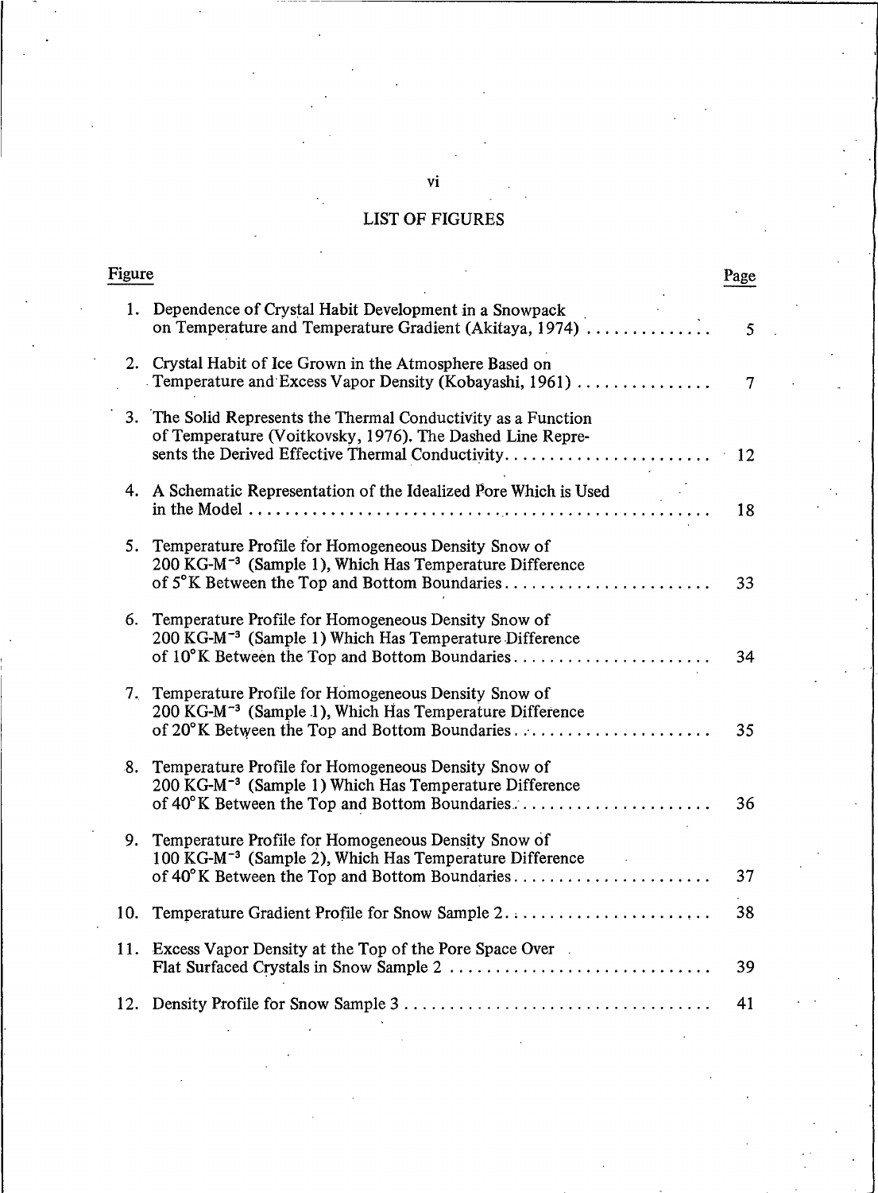# LIST OF FIGURES

| Figure | | Page |
|---|---|---|
| 1. | Dependence of Crystal Habit Development in a Snowpack on Temperature and Temperature Gradient (Akitaya, 1974) | 5 |
| 2. | Crystal Habit of Ice Grown in the Atmosphere Based on Temperature and Excess Vapor Density (Kobayashi, 1961) | 7 |
| 3. | The Solid Represents the Thermal Conductivity as a Function of Temperature (Voitkovsky, 1976). The Dashed Line Represents the Derived Effective Thermal Conductivity | 12 |
| 4. | A Schematic Representation of the Idealized Pore Which is Used in the Model | 18 |
| 5. | Temperature Profile for Homogeneous Density Snow of 200 KG-M$^{-3}$ (Sample 1), Which Has Temperature Difference of 5°K Between the Top and Bottom Boundaries | 33 |
| 6. | Temperature Profile for Homogeneous Density Snow of 200 KG-M$^{-3}$ (Sample 1) Which Has Temperature Difference of 10°K Between the Top and Bottom Boundaries | 34 |
| 7. | Temperature Profile for Homogeneous Density Snow of 200 KG-M$^{-3}$ (Sample 1), Which Has Temperature Difference of 20°K Between the Top and Bottom Boundaries | 35 |
| 8. | Temperature Profile for Homogeneous Density Snow of 200 KG-M$^{-3}$ (Sample 1) Which Has Temperature Difference of 40°K Between the Top and Bottom Boundaries | 36 |
| 9. | Temperature Profile for Homogeneous Density Snow of 100 KG-M$^{-3}$ (Sample 2), Which Has Temperature Difference of 40°K Between the Top and Bottom Boundaries | 37 |
| 10. | Temperature Gradient Profile for Snow Sample 2 | 38 |
| 11. | Excess Vapor Density at the Top of the Pore Space Over Flat Surfaced Crystals in Snow Sample 2 | 39 |
| 12. | Density Profile for Snow Sample 3 | 41 |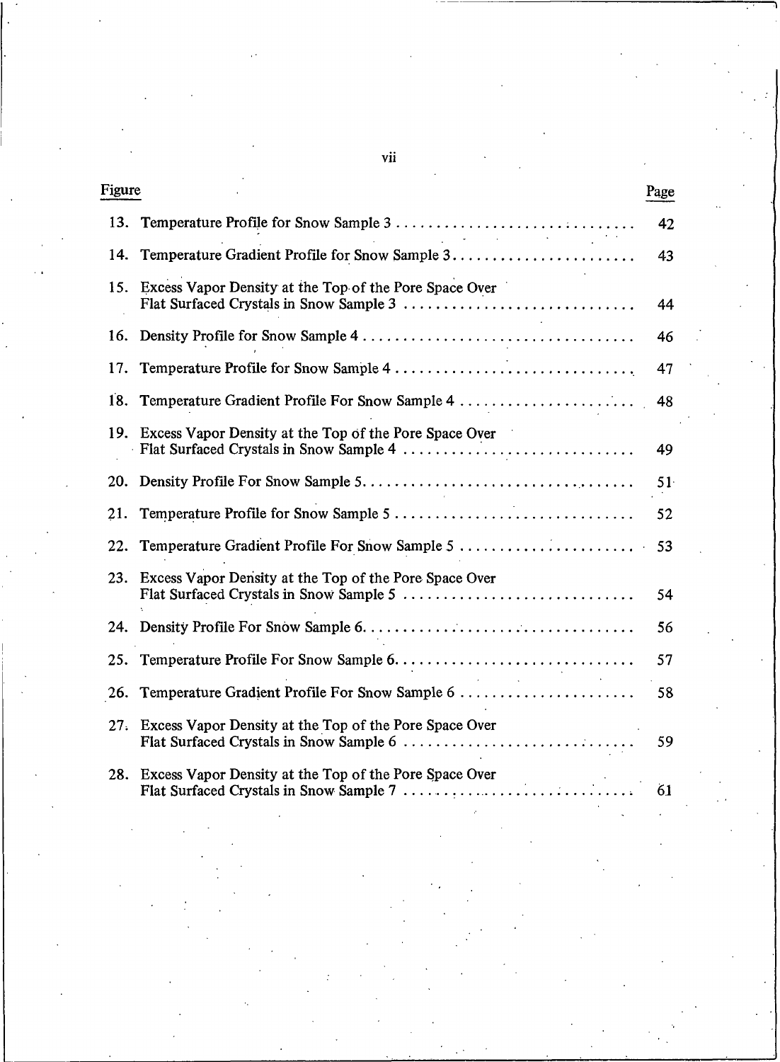| Figure | | Page |
|---|---|---|
| 13. | Temperature Profile for Snow Sample 3 | 42 |
| 14. | Temperature Gradient Profile for Snow Sample 3 | 43 |
| 15. | Excess Vapor Density at the Top of the Pore Space Over Flat Surfaced Crystals in Snow Sample 3 | 44 |
| 16. | Density Profile for Snow Sample 4 | 46 |
| 17. | Temperature Profile for Snow Sample 4 | 47 |
| 18. | Temperature Gradient Profile For Snow Sample 4 | 48 |
| 19. | Excess Vapor Density at the Top of the Pore Space Over Flat Surfaced Crystals in Snow Sample 4 | 49 |
| 20. | Density Profile For Snow Sample 5 | 51 |
| 21. | Temperature Profile for Snow Sample 5 | 52 |
| 22. | Temperature Gradient Profile For Snow Sample 5 | 53 |
| 23. | Excess Vapor Density at the Top of the Pore Space Over Flat Surfaced Crystals in Snow Sample 5 | 54 |
| 24. | Density Profile For Snow Sample 6 | 56 |
| 25. | Temperature Profile For Snow Sample 6 | 57 |
| 26. | Temperature Gradient Profile For Snow Sample 6 | 58 |
| 27. | Excess Vapor Density at the Top of the Pore Space Over Flat Surfaced Crystals in Snow Sample 6 | 59 |
| 28. | Excess Vapor Density at the Top of the Pore Space Over Flat Surfaced Crystals in Snow Sample 7 | 61 |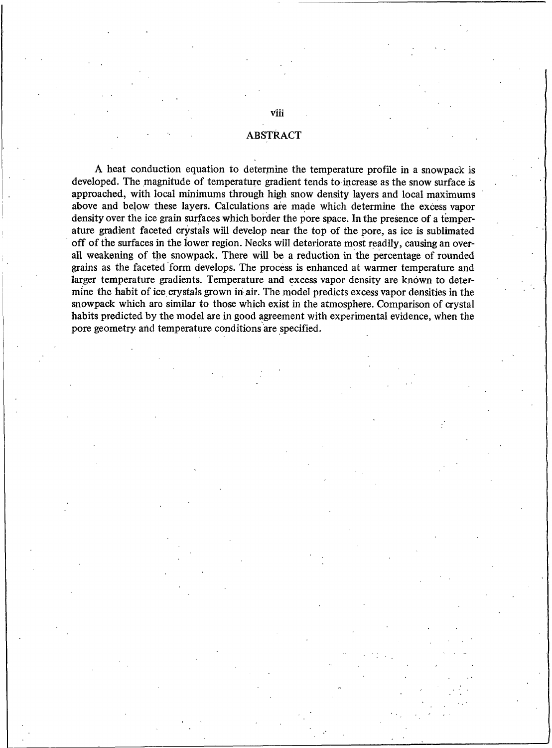## ABSTRACT

A heat conduction equation to determine the temperature profile in a snowpack is developed. The magnitude of temperature gradient tends to increase as the snow surface is approached, with local minimums through high snow density layers and local maximums above and below these layers. Calculations are made which determine the excess vapor density over the ice grain surfaces which border the pore space. In the presence of a temperature gradient faceted crystals will develop near the top of the pore, as ice is sublimated off of the surfaces in the lower region. Necks will deteriorate most readily, causing an overall weakening of the snowpack. There will be a reduction in the percentage of rounded grains as the faceted form develops. The process is enhanced at warmer temperature and larger temperature gradients. Temperature and excess vapor density are known to determine the habit of ice crystals grown in air. The model predicts excess vapor densities in the snowpack which are similar to those which exist in the atmosphere. Comparison of crystal habits predicted by the model are in good agreement with experimental evidence, when the pore geometry and temperature conditions are specified.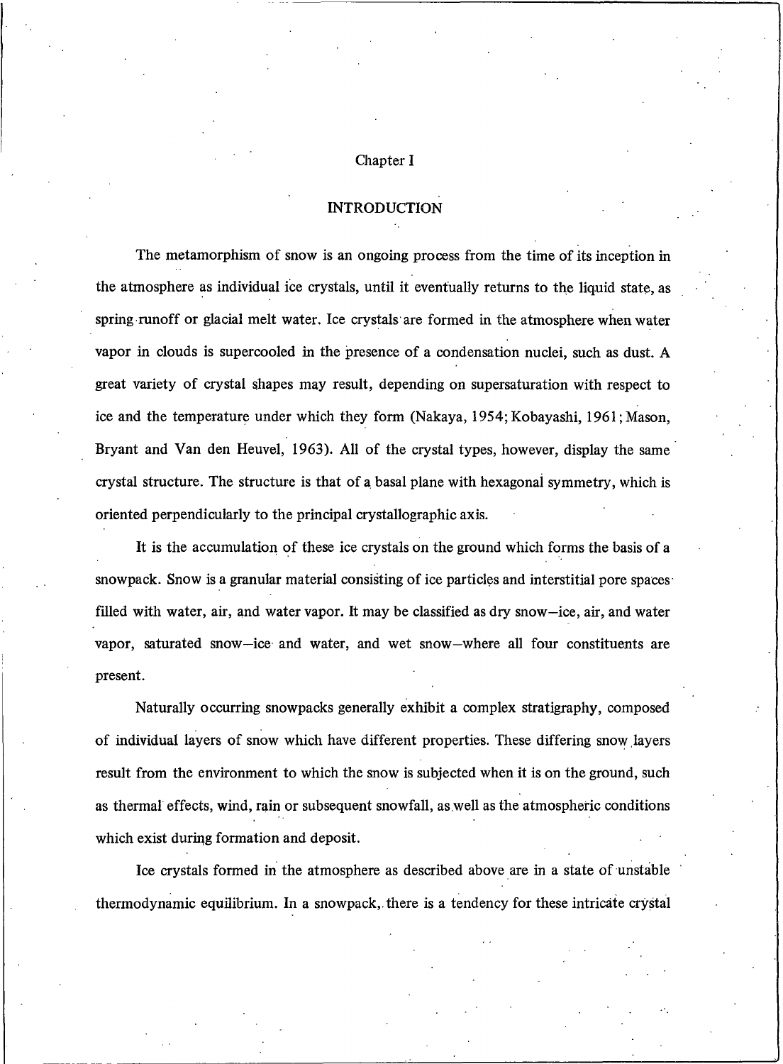# Chapter I

## INTRODUCTION

The metamorphism of snow is an ongoing process from the time of its inception in the atmosphere as individual ice crystals, until it eventually returns to the liquid state, as spring runoff or glacial melt water. Ice crystals are formed in the atmosphere when water vapor in clouds is supercooled in the presence of a condensation nuclei, such as dust. A great variety of crystal shapes may result, depending on supersaturation with respect to ice and the temperature under which they form (Nakaya, 1954; Kobayashi, 1961; Mason, Bryant and Van den Heuvel, 1963). All of the crystal types, however, display the same crystal structure. The structure is that of a basal plane with hexagonal symmetry, which is oriented perpendicularly to the principal crystallographic axis.

It is the accumulation of these ice crystals on the ground which forms the basis of a snowpack. Snow is a granular material consisting of ice particles and interstitial pore spaces filled with water, air, and water vapor. It may be classified as dry snow—ice, air, and water vapor, saturated snow—ice and water, and wet snow—where all four constituents are present.

Naturally occurring snowpacks generally exhibit a complex stratigraphy, composed of individual layers of snow which have different properties. These differing snow layers result from the environment to which the snow is subjected when it is on the ground, such as thermal effects, wind, rain or subsequent snowfall, as well as the atmospheric conditions which exist during formation and deposit.

Ice crystals formed in the atmosphere as described above are in a state of unstable thermodynamic equilibrium. In a snowpack, there is a tendency for these intricate crystal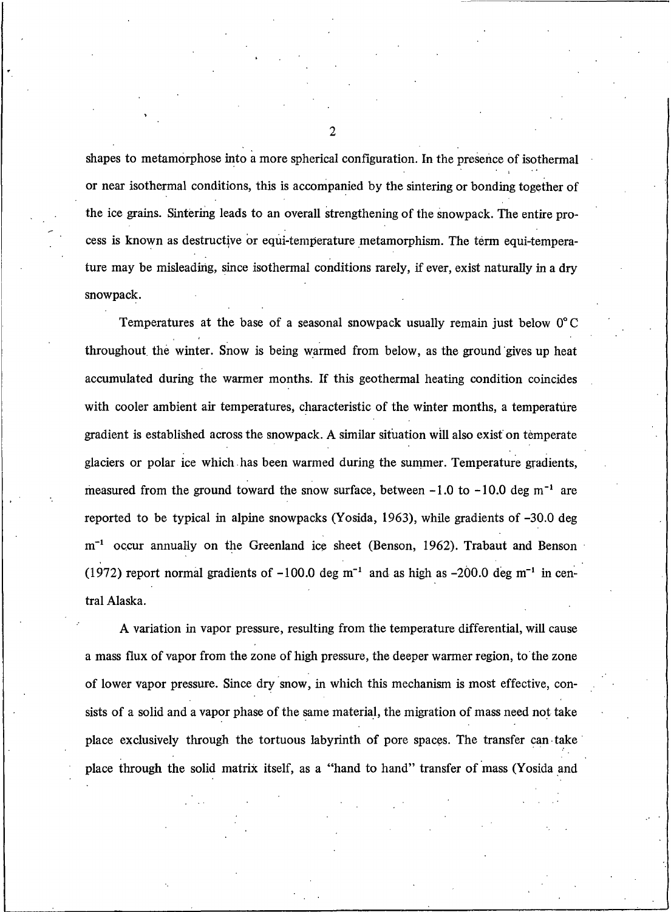shapes to metamorphose into a more spherical configuration. In the presence of isothermal or near isothermal conditions, this is accompanied by the sintering or bonding together of the ice grains. Sintering leads to an overall strengthening of the snowpack. The entire process is known as destructive or equi-temperature metamorphism. The term equi-temperature may be misleading, since isothermal conditions rarely, if ever, exist naturally in a dry snowpack.

Temperatures at the base of a seasonal snowpack usually remain just below 0° C throughout the winter. Snow is being warmed from below, as the ground gives up heat accumulated during the warmer months. If this geothermal heating condition coincides with cooler ambient air temperatures, characteristic of the winter months, a temperature gradient is established across the snowpack. A similar situation will also exist on temperate glaciers or polar ice which has been warmed during the summer. Temperature gradients, measured from the ground toward the snow surface, between −1.0 to −10.0 deg $m^{-1}$ are reported to be typical in alpine snowpacks (Yosida, 1963), while gradients of −30.0 deg $m^{-1}$ occur annually on the Greenland ice sheet (Benson, 1962). Trabaut and Benson (1972) report normal gradients of −100.0 deg $m^{-1}$ and as high as −200.0 deg $m^{-1}$ in central Alaska.

A variation in vapor pressure, resulting from the temperature differential, will cause a mass flux of vapor from the zone of high pressure, the deeper warmer region, to the zone of lower vapor pressure. Since dry snow, in which this mechanism is most effective, consists of a solid and a vapor phase of the same material, the migration of mass need not take place exclusively through the tortuous labyrinth of pore spaces. The transfer can take place through the solid matrix itself, as a "hand to hand" transfer of mass (Yosida and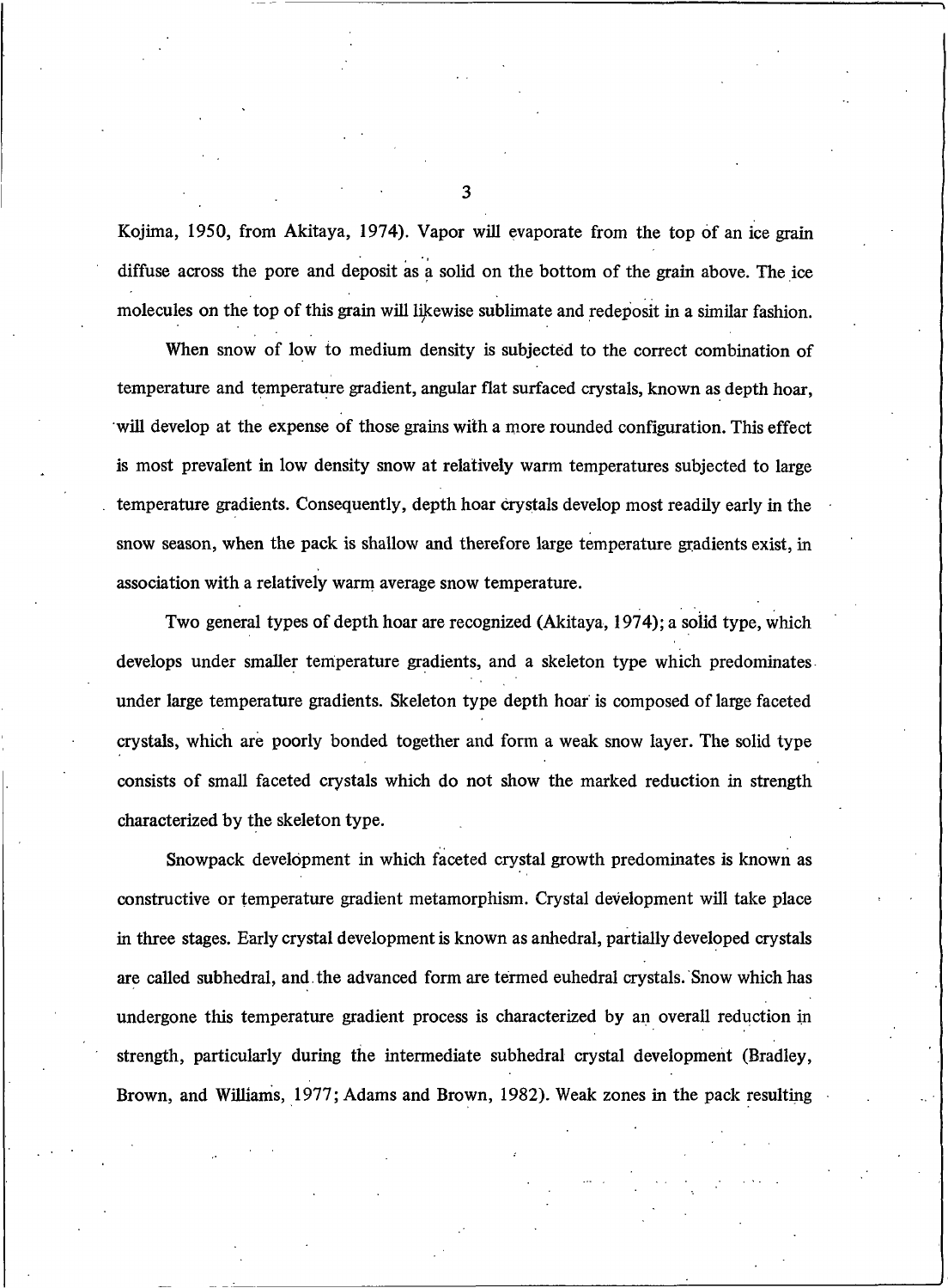Kojima, 1950, from Akitaya, 1974). Vapor will evaporate from the top of an ice grain diffuse across the pore and deposit as a solid on the bottom of the grain above. The ice molecules on the top of this grain will likewise sublimate and redeposit in a similar fashion.

When snow of low to medium density is subjected to the correct combination of temperature and temperature gradient, angular flat surfaced crystals, known as depth hoar, will develop at the expense of those grains with a more rounded configuration. This effect is most prevalent in low density snow at relatively warm temperatures subjected to large temperature gradients. Consequently, depth hoar crystals develop most readily early in the snow season, when the pack is shallow and therefore large temperature gradients exist, in association with a relatively warm average snow temperature.

Two general types of depth hoar are recognized (Akitaya, 1974); a solid type, which develops under smaller temperature gradients, and a skeleton type which predominates under large temperature gradients. Skeleton type depth hoar is composed of large faceted crystals, which are poorly bonded together and form a weak snow layer. The solid type consists of small faceted crystals which do not show the marked reduction in strength characterized by the skeleton type.

Snowpack development in which faceted crystal growth predominates is known as constructive or temperature gradient metamorphism. Crystal development will take place in three stages. Early crystal development is known as anhedral, partially developed crystals are called subhedral, and the advanced form are termed euhedral crystals. Snow which has undergone this temperature gradient process is characterized by an overall reduction in strength, particularly during the intermediate subhedral crystal development (Bradley, Brown, and Williams, 1977; Adams and Brown, 1982). Weak zones in the pack resulting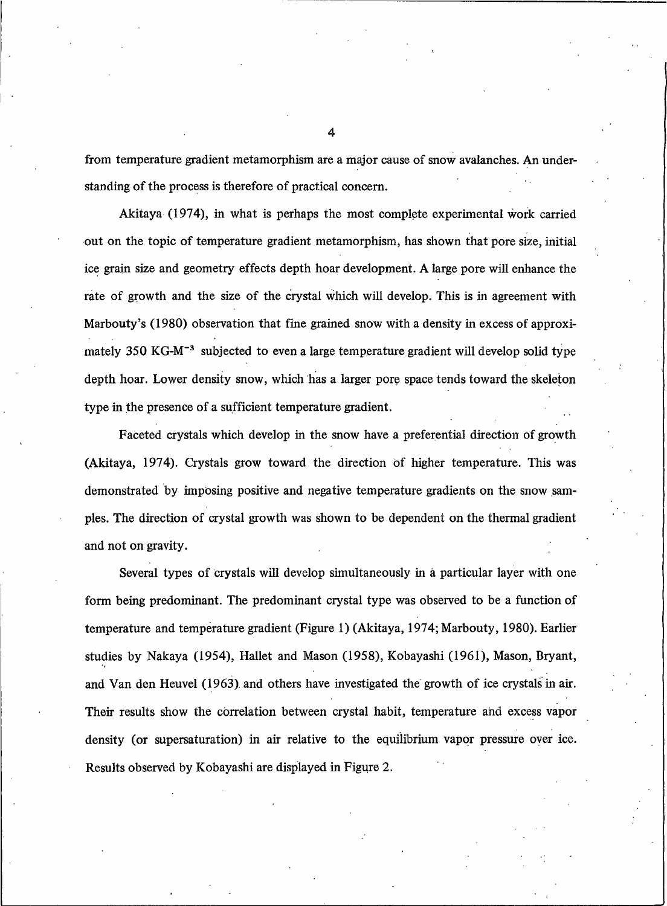from temperature gradient metamorphism are a major cause of snow avalanches. An understanding of the process is therefore of practical concern.

Akitaya (1974), in what is perhaps the most complete experimental work carried out on the topic of temperature gradient metamorphism, has shown that pore size, initial ice grain size and geometry effects depth hoar development. A large pore will enhance the rate of growth and the size of the crystal which will develop. This is in agreement with Marbouty's (1980) observation that fine grained snow with a density in excess of approximately 350 $KG\text{-}M^{-3}$ subjected to even a large temperature gradient will develop solid type depth hoar. Lower density snow, which has a larger pore space tends toward the skeleton type in the presence of a sufficient temperature gradient.

Faceted crystals which develop in the snow have a preferential direction of growth (Akitaya, 1974). Crystals grow toward the direction of higher temperature. This was demonstrated by imposing positive and negative temperature gradients on the snow samples. The direction of crystal growth was shown to be dependent on the thermal gradient and not on gravity.

Several types of crystals will develop simultaneously in a particular layer with one form being predominant. The predominant crystal type was observed to be a function of temperature and temperature gradient (Figure 1) (Akitaya, 1974; Marbouty, 1980). Earlier studies by Nakaya (1954), Hallet and Mason (1958), Kobayashi (1961), Mason, Bryant, and Van den Heuvel (1963) and others have investigated the growth of ice crystals in air. Their results show the correlation between crystal habit, temperature and excess vapor density (or supersaturation) in air relative to the equilibrium vapor pressure over ice. Results observed by Kobayashi are displayed in Figure 2.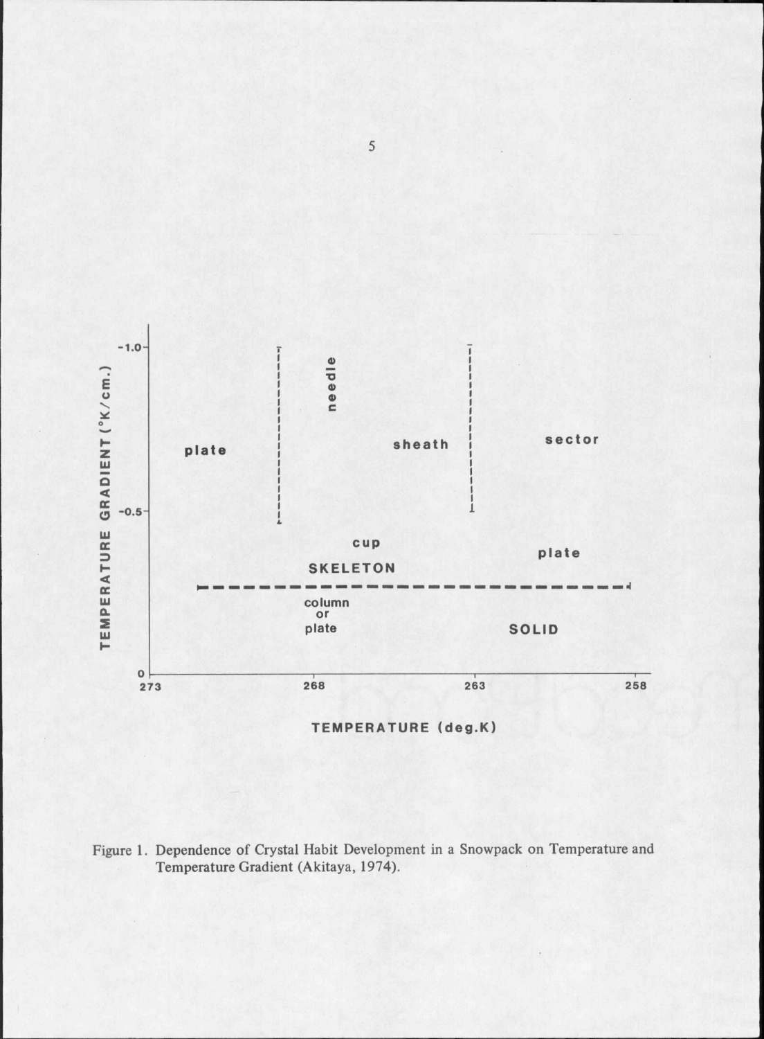Figure 1. Dependence of Crystal Habit Development in a Snowpack on Temperature and Temperature Gradient (Akitaya, 1974).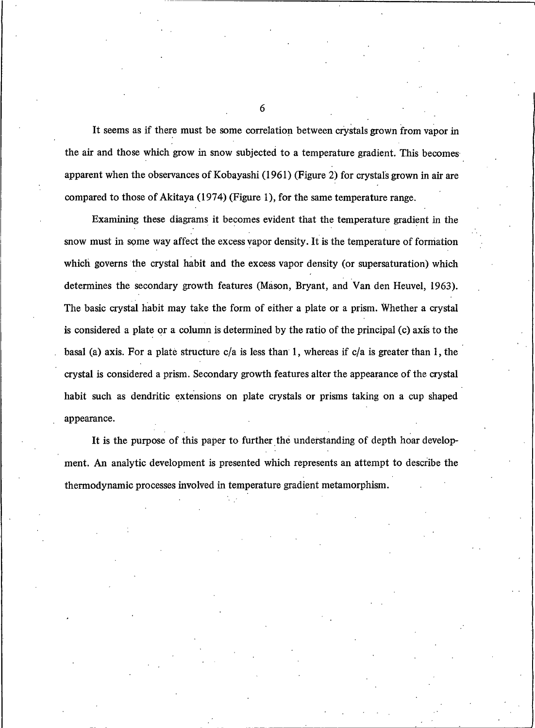It seems as if there must be some correlation between crystals grown from vapor in the air and those which grow in snow subjected to a temperature gradient. This becomes apparent when the observances of Kobayashi (1961) (Figure 2) for crystals grown in air are compared to those of Akitaya (1974) (Figure 1), for the same temperature range.

Examining these diagrams it becomes evident that the temperature gradient in the snow must in some way affect the excess vapor density. It is the temperature of formation which governs the crystal habit and the excess vapor density (or supersaturation) which determines the secondary growth features (Mason, Bryant, and Van den Heuvel, 1963). The basic crystal habit may take the form of either a plate or a prism. Whether a crystal is considered a plate or a column is determined by the ratio of the principal (c) axis to the basal (a) axis. For a plate structure c/a is less than 1, whereas if c/a is greater than 1, the crystal is considered a prism. Secondary growth features alter the appearance of the crystal habit such as dendritic extensions on plate crystals or prisms taking on a cup shaped appearance.

It is the purpose of this paper to further the understanding of depth hoar development. An analytic development is presented which represents an attempt to describe the thermodynamic processes involved in temperature gradient metamorphism.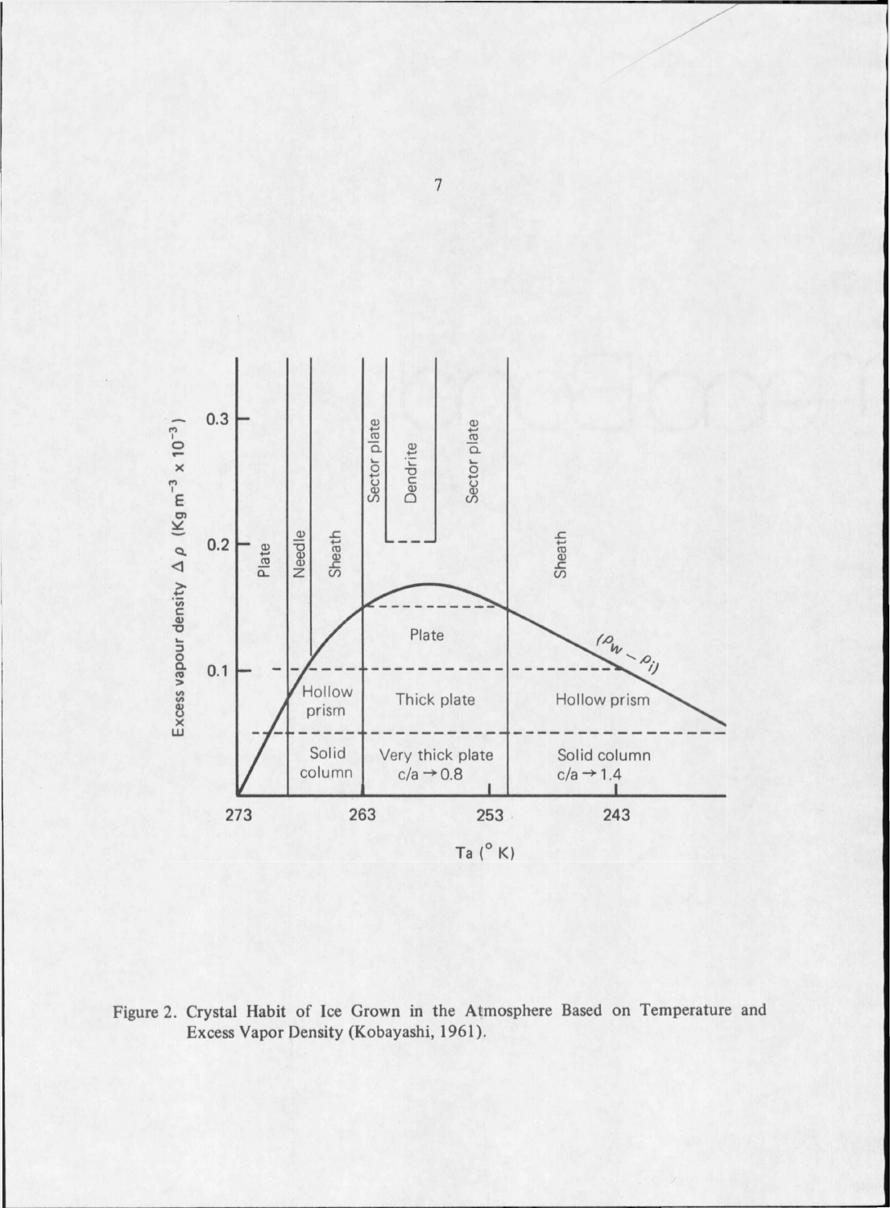Figure 2. Crystal Habit of Ice Grown in the Atmosphere Based on Temperature and Excess Vapor Density (Kobayashi, 1961).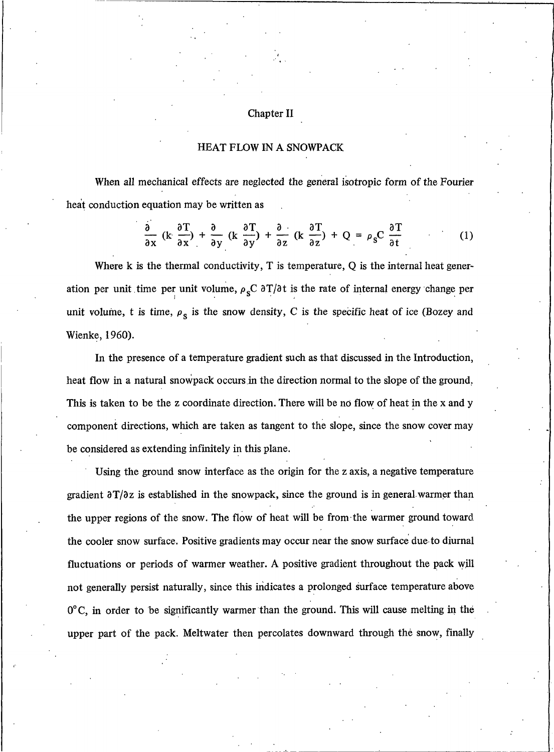# Chapter II

## HEAT FLOW IN A SNOWPACK

When all mechanical effects are neglected the general isotropic form of the Fourier heat conduction equation may be written as

$$\frac{\partial}{\partial x}\left(k\frac{\partial T}{\partial x}\right) + \frac{\partial}{\partial y}\left(k\frac{\partial T}{\partial y}\right) + \frac{\partial}{\partial z}\left(k\frac{\partial T}{\partial z}\right) + Q = \rho_s C \frac{\partial T}{\partial t} \tag{1}$$

Where k is the thermal conductivity, T is temperature, Q is the internal heat generation per unit time per unit volume, $\rho_s C\, \partial T/\partial t$ is the rate of internal energy change per unit volume, t is time, $\rho_s$ is the snow density, C is the specific heat of ice (Bozey and Wienke, 1960).

In the presence of a temperature gradient such as that discussed in the Introduction, heat flow in a natural snowpack occurs in the direction normal to the slope of the ground. This is taken to be the z coordinate direction. There will be no flow of heat in the x and y component directions, which are taken as tangent to the slope, since the snow cover may be considered as extending infinitely in this plane.

Using the ground snow interface as the origin for the z axis, a negative temperature gradient $\partial T/\partial z$ is established in the snowpack, since the ground is in general warmer than the upper regions of the snow. The flow of heat will be from the warmer ground toward the cooler snow surface. Positive gradients may occur near the snow surface due to diurnal fluctuations or periods of warmer weather. A positive gradient throughout the pack will not generally persist naturally, since this indicates a prolonged surface temperature above 0°C, in order to be significantly warmer than the ground. This will cause melting in the upper part of the pack. Meltwater then percolates downward through the snow, finally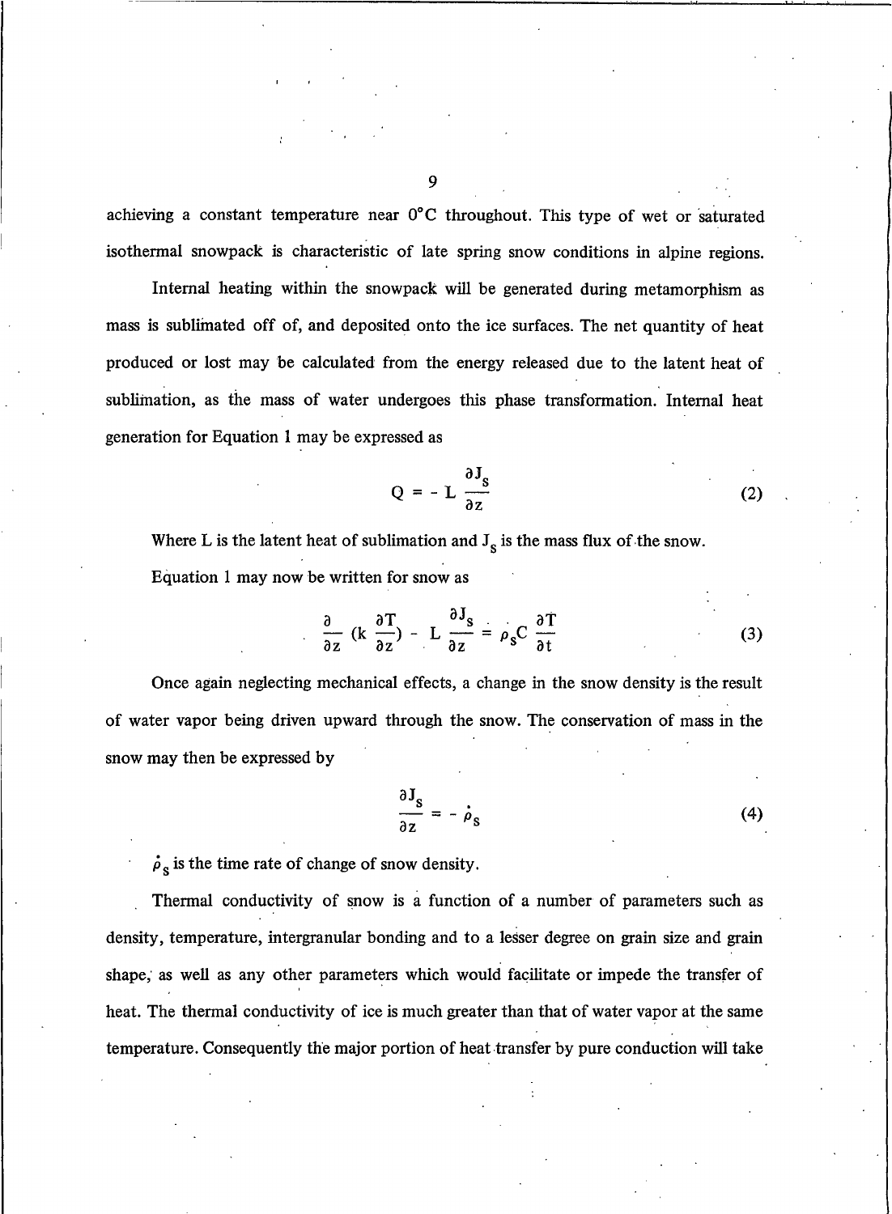achieving a constant temperature near 0°C throughout. This type of wet or saturated isothermal snowpack is characteristic of late spring snow conditions in alpine regions.

Internal heating within the snowpack will be generated during metamorphism as mass is sublimated off of, and deposited onto the ice surfaces. The net quantity of heat produced or lost may be calculated from the energy released due to the latent heat of sublimation, as the mass of water undergoes this phase transformation. Internal heat generation for Equation 1 may be expressed as

$$Q = - L \frac{\partial J_s}{\partial z} \tag{2}$$

Where L is the latent heat of sublimation and $J_s$ is the mass flux of the snow.

Equation 1 may now be written for snow as

$$\frac{\partial}{\partial z} (k \frac{\partial T}{\partial z}) - L \frac{\partial J_s}{\partial z} = \rho_s C \frac{\partial T}{\partial t} \tag{3}$$

Once again neglecting mechanical effects, a change in the snow density is the result of water vapor being driven upward through the snow. The conservation of mass in the snow may then be expressed by

$$\frac{\partial J_s}{\partial z} = - \dot{\rho}_s \tag{4}$$

$\dot{\rho}_s$ is the time rate of change of snow density.

Thermal conductivity of snow is a function of a number of parameters such as density, temperature, intergranular bonding and to a lesser degree on grain size and grain shape, as well as any other parameters which would facilitate or impede the transfer of heat. The thermal conductivity of ice is much greater than that of water vapor at the same temperature. Consequently the major portion of heat transfer by pure conduction will take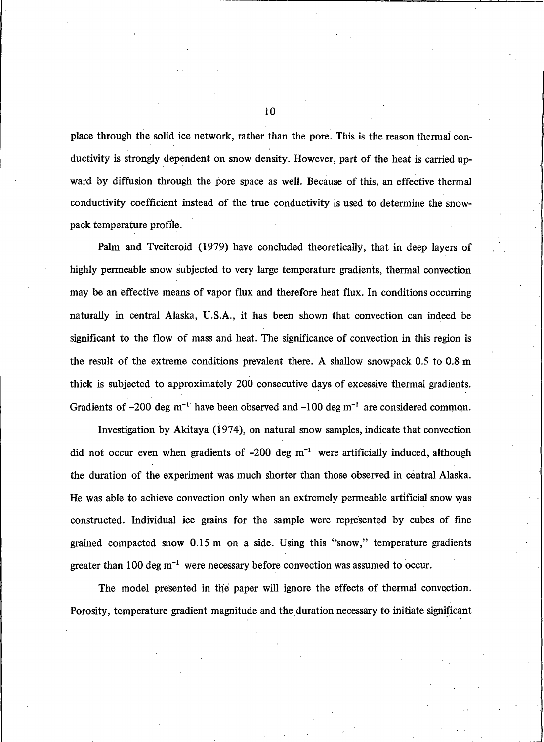place through the solid ice network, rather than the pore. This is the reason thermal conductivity is strongly dependent on snow density. However, part of the heat is carried upward by diffusion through the pore space as well. Because of this, an effective thermal conductivity coefficient instead of the true conductivity is used to determine the snowpack temperature profile.

Palm and Tveiteroid (1979) have concluded theoretically, that in deep layers of highly permeable snow subjected to very large temperature gradients, thermal convection may be an effective means of vapor flux and therefore heat flux. In conditions occurring naturally in central Alaska, U.S.A., it has been shown that convection can indeed be significant to the flow of mass and heat. The significance of convection in this region is the result of the extreme conditions prevalent there. A shallow snowpack 0.5 to 0.8 m thick is subjected to approximately 200 consecutive days of excessive thermal gradients. Gradients of $-200$ deg $m^{-1}$ have been observed and $-100$ deg $m^{-1}$ are considered common.

Investigation by Akitaya (1974), on natural snow samples, indicate that convection did not occur even when gradients of $-200$ deg $m^{-1}$ were artificially induced, although the duration of the experiment was much shorter than those observed in central Alaska. He was able to achieve convection only when an extremely permeable artificial snow was constructed. Individual ice grains for the sample were represented by cubes of fine grained compacted snow 0.15 m on a side. Using this "snow," temperature gradients greater than 100 deg $m^{-1}$ were necessary before convection was assumed to occur.

The model presented in the paper will ignore the effects of thermal convection. Porosity, temperature gradient magnitude and the duration necessary to initiate significant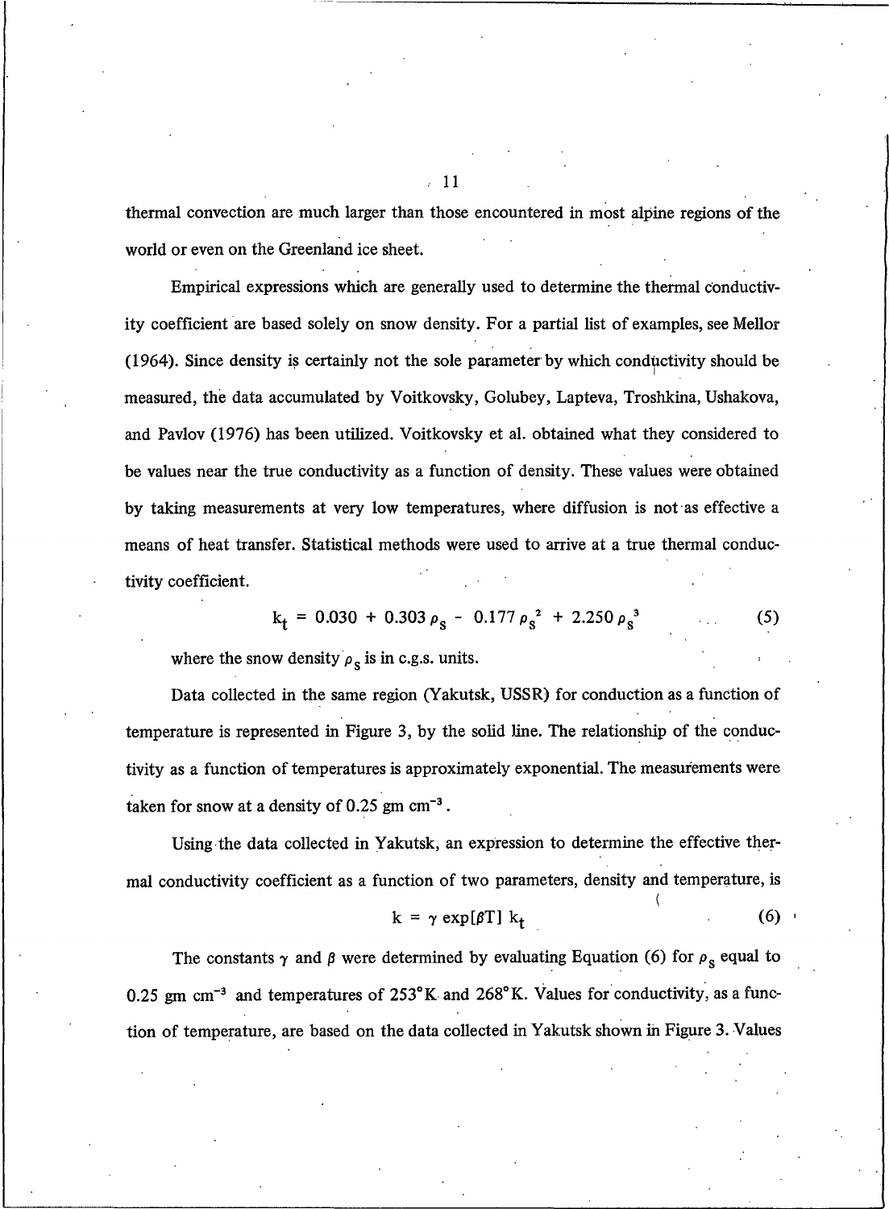thermal convection are much larger than those encountered in most alpine regions of the world or even on the Greenland ice sheet.

Empirical expressions which are generally used to determine the thermal conductivity coefficient are based solely on snow density. For a partial list of examples, see Mellor (1964). Since density is certainly not the sole parameter by which conductivity should be measured, the data accumulated by Voitkovsky, Golubey, Lapteva, Troshkina, Ushakova, and Pavlov (1976) has been utilized. Voitkovsky et al. obtained what they considered to be values near the true conductivity as a function of density. These values were obtained by taking measurements at very low temperatures, where diffusion is not as effective a means of heat transfer. Statistical methods were used to arrive at a true thermal conductivity coefficient.

$$k_t = 0.030 + 0.303\,\rho_s - 0.177\,\rho_s^2 + 2.250\,\rho_s^3 \qquad (5)$$

where the snow density $\rho_s$ is in c.g.s. units.

Data collected in the same region (Yakutsk, USSR) for conduction as a function of temperature is represented in Figure 3, by the solid line. The relationship of the conductivity as a function of temperatures is approximately exponential. The measurements were taken for snow at a density of 0.25 gm cm$^{-3}$.

Using the data collected in Yakutsk, an expression to determine the effective thermal conductivity coefficient as a function of two parameters, density and temperature, is

$$k = \gamma \exp[\beta T]\, k_t \qquad (6)$$

The constants $\gamma$ and $\beta$ were determined by evaluating Equation (6) for $\rho_s$ equal to 0.25 gm cm$^{-3}$ and temperatures of 253°K and 268°K. Values for conductivity, as a function of temperature, are based on the data collected in Yakutsk shown in Figure 3. Values